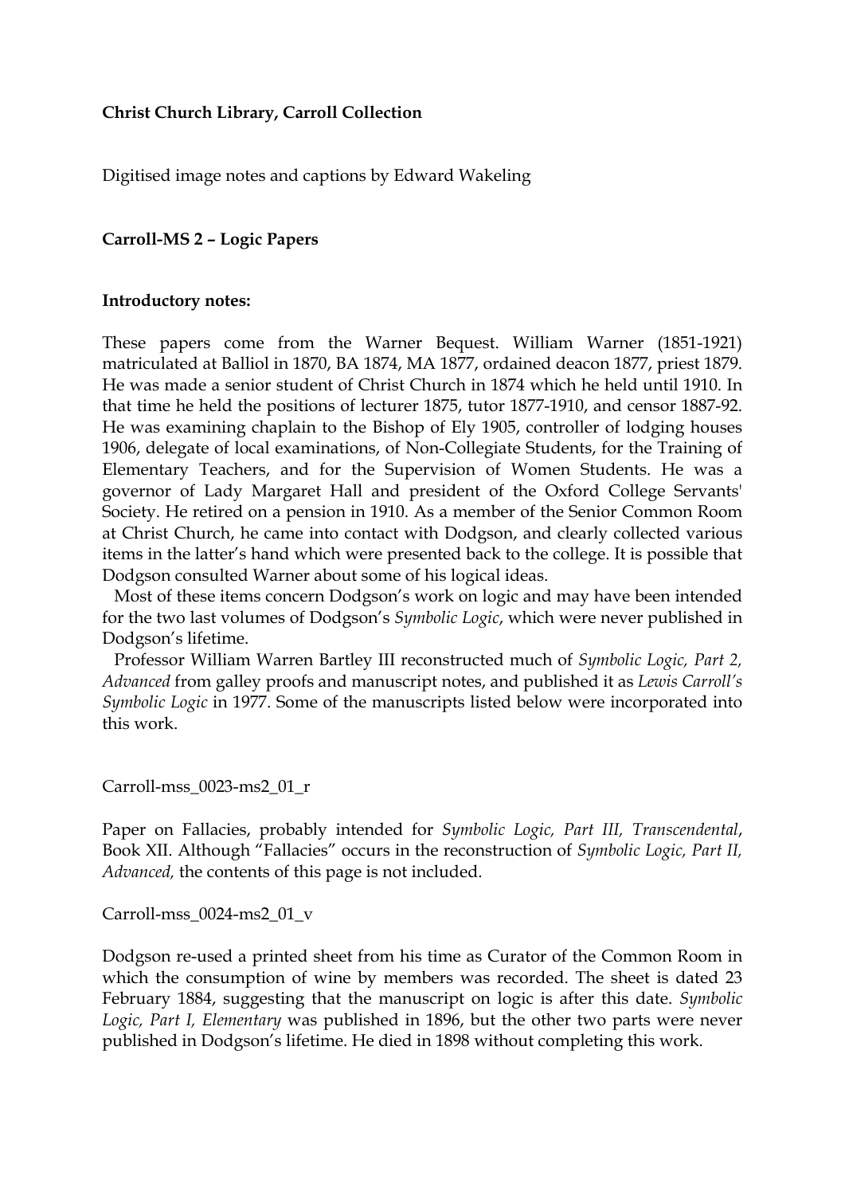**Christ Church Library, Carroll Collection**

Digitised image notes and captions by Edward Wakeling

**Carroll-MS 2 – Logic Papers**

**Introductory notes:**

These papers come from the Warner Bequest. William Warner (1851-1921) matriculated at Balliol in 1870, BA 1874, MA 1877, ordained deacon 1877, priest 1879. He was made a senior student of Christ Church in 1874 which he held until 1910. In that time he held the positions of lecturer 1875, tutor 1877-1910, and censor 1887-92. He was examining chaplain to the Bishop of Ely 1905, controller of lodging houses 1906, delegate of local examinations, of Non-Collegiate Students, for the Training of Elementary Teachers, and for the Supervision of Women Students. He was a governor of Lady Margaret Hall and president of the Oxford College Servants' Society. He retired on a pension in 1910. As a member of the Senior Common Room at Christ Church, he came into contact with Dodgson, and clearly collected various items in the latter's hand which were presented back to the college. It is possible that Dodgson consulted Warner about some of his logical ideas.

Most of these items concern Dodgson's work on logic and may have been intended for the two last volumes of Dodgson's *Symbolic Logic*, which were never published in Dodgson's lifetime.

Professor William Warren Bartley III reconstructed much of *Symbolic Logic, Part 2, Advanced* from galley proofs and manuscript notes, and published it as *Lewis Carroll's Symbolic Logic* in 1977. Some of the manuscripts listed below were incorporated into this work.

Carroll-mss_0023-ms2_01_r

Paper on Fallacies, probably intended for *Symbolic Logic, Part III, Transcendental*, Book XII. Although "Fallacies" occurs in the reconstruction of *Symbolic Logic, Part II, Advanced,* the contents of this page is not included.

Carroll-mss_0024-ms2_01_v

Dodgson re-used a printed sheet from his time as Curator of the Common Room in which the consumption of wine by members was recorded. The sheet is dated 23 February 1884, suggesting that the manuscript on logic is after this date. *Symbolic Logic, Part I, Elementary* was published in 1896, but the other two parts were never published in Dodgson's lifetime. He died in 1898 without completing this work.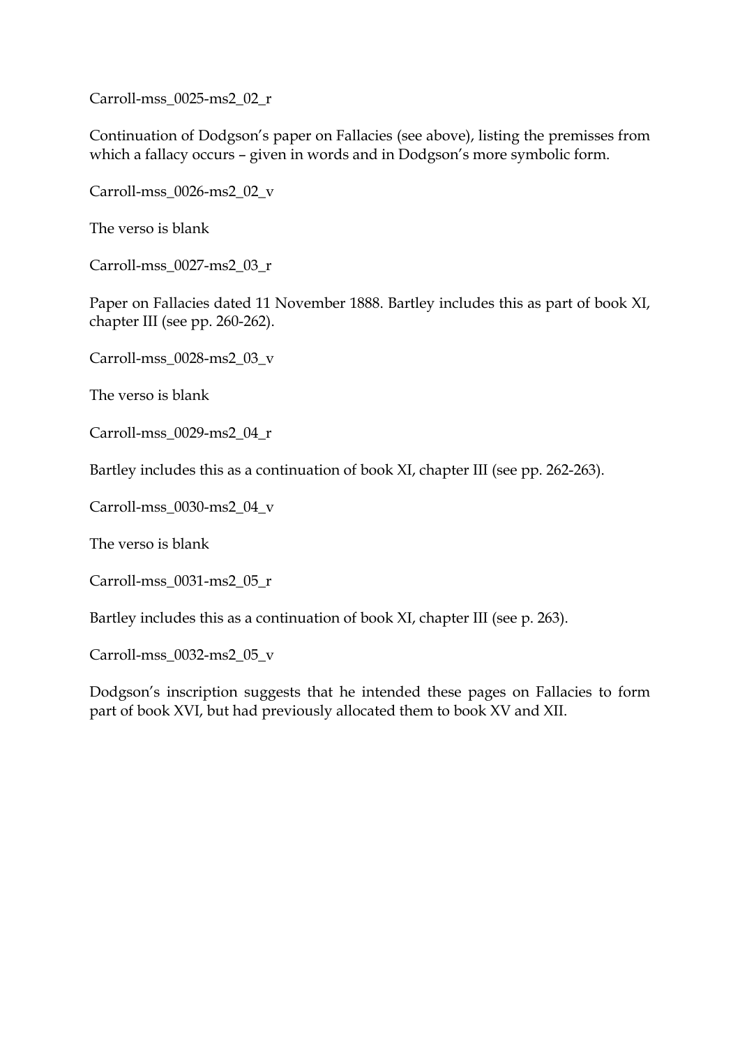Carroll-mss_0025-ms2_02_r

Continuation of Dodgson's paper on Fallacies (see above), listing the premisses from which a fallacy occurs – given in words and in Dodgson's more symbolic form.

Carroll-mss_0026-ms2_02_v

The verso is blank

Carroll-mss_0027-ms2_03_r

Paper on Fallacies dated 11 November 1888. Bartley includes this as part of book XI, chapter III (see pp. 260-262).

Carroll-mss_0028-ms2_03_v

The verso is blank

Carroll-mss_0029-ms2_04_r

Bartley includes this as a continuation of book XI, chapter III (see pp. 262-263).

Carroll-mss_0030-ms2_04_v

The verso is blank

Carroll-mss_0031-ms2_05_r

Bartley includes this as a continuation of book XI, chapter III (see p. 263).

Carroll-mss_0032-ms2_05_v

Dodgson's inscription suggests that he intended these pages on Fallacies to form part of book XVI, but had previously allocated them to book XV and XII.